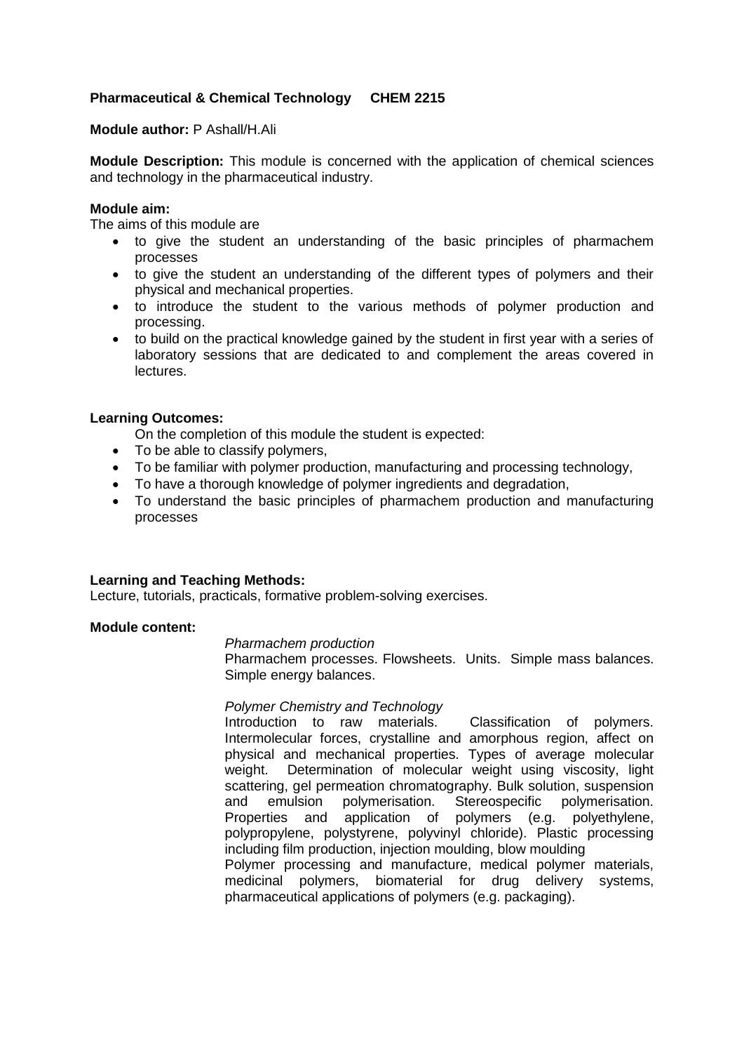**Pharmaceutical & Chemical Technology  CHEM 2215**

**Module author:** P Ashall/H.Ali

**Module Description:** This module is concerned with the application of chemical sciences and technology in the pharmaceutical industry.

**Module aim:**

The aims of this module are

- to give the student an understanding of the basic principles of pharmachem processes
- to give the student an understanding of the different types of polymers and their physical and mechanical properties.
- to introduce the student to the various methods of polymer production and processing.
- to build on the practical knowledge gained by the student in first year with a series of laboratory sessions that are dedicated to and complement the areas covered in lectures.

**Learning Outcomes:**

On the completion of this module the student is expected:

- To be able to classify polymers,
- To be familiar with polymer production, manufacturing and processing technology,
- To have a thorough knowledge of polymer ingredients and degradation,
- To understand the basic principles of pharmachem production and manufacturing processes

**Learning and Teaching Methods:**

Lecture, tutorials, practicals, formative problem-solving exercises.

**Module content:**

*Pharmachem production*

Pharmachem processes. Flowsheets. Units. Simple mass balances. Simple energy balances.

*Polymer Chemistry and Technology*

Introduction to raw materials. Classification of polymers. Intermolecular forces, crystalline and amorphous region, affect on physical and mechanical properties. Types of average molecular weight. Determination of molecular weight using viscosity, light scattering, gel permeation chromatography. Bulk solution, suspension and emulsion polymerisation. Stereospecific polymerisation. Properties and application of polymers (e.g. polyethylene, polypropylene, polystyrene, polyvinyl chloride). Plastic processing including film production, injection moulding, blow moulding

Polymer processing and manufacture, medical polymer materials, medicinal polymers, biomaterial for drug delivery systems, pharmaceutical applications of polymers (e.g. packaging).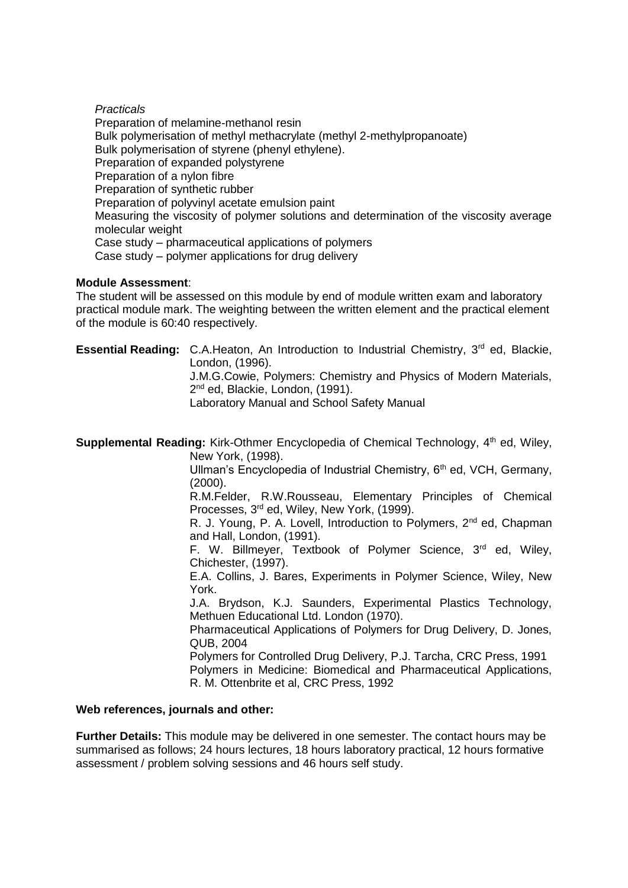*Practicals*

Preparation of melamine-methanol resin
Bulk polymerisation of methyl methacrylate (methyl 2-methylpropanoate)
Bulk polymerisation of styrene (phenyl ethylene).
Preparation of expanded polystyrene
Preparation of a nylon fibre
Preparation of synthetic rubber
Preparation of polyvinyl acetate emulsion paint
Measuring the viscosity of polymer solutions and determination of the viscosity average molecular weight
Case study – pharmaceutical applications of polymers
Case study – polymer applications for drug delivery

**Module Assessment**:
The student will be assessed on this module by end of module written exam and laboratory practical module mark. The weighting between the written element and the practical element of the module is 60:40 respectively.

**Essential Reading:** C.A.Heaton, An Introduction to Industrial Chemistry, 3rd ed, Blackie, London, (1996).
J.M.G.Cowie, Polymers: Chemistry and Physics of Modern Materials, 2nd ed, Blackie, London, (1991).
Laboratory Manual and School Safety Manual

**Supplemental Reading:** Kirk-Othmer Encyclopedia of Chemical Technology, 4th ed, Wiley, New York, (1998).
Ullman's Encyclopedia of Industrial Chemistry, 6th ed, VCH, Germany, (2000).
R.M.Felder, R.W.Rousseau, Elementary Principles of Chemical Processes, 3rd ed, Wiley, New York, (1999).
R. J. Young, P. A. Lovell, Introduction to Polymers, 2nd ed, Chapman and Hall, London, (1991).
F. W. Billmeyer, Textbook of Polymer Science, 3rd ed, Wiley, Chichester, (1997).
E.A. Collins, J. Bares, Experiments in Polymer Science, Wiley, New York.
J.A. Brydson, K.J. Saunders, Experimental Plastics Technology, Methuen Educational Ltd. London (1970).
Pharmaceutical Applications of Polymers for Drug Delivery, D. Jones, QUB, 2004
Polymers for Controlled Drug Delivery, P.J. Tarcha, CRC Press, 1991
Polymers in Medicine: Biomedical and Pharmaceutical Applications, R. M. Ottenbrite et al, CRC Press, 1992

**Web references, journals and other:**

**Further Details:** This module may be delivered in one semester. The contact hours may be summarised as follows; 24 hours lectures, 18 hours laboratory practical, 12 hours formative assessment / problem solving sessions and 46 hours self study.